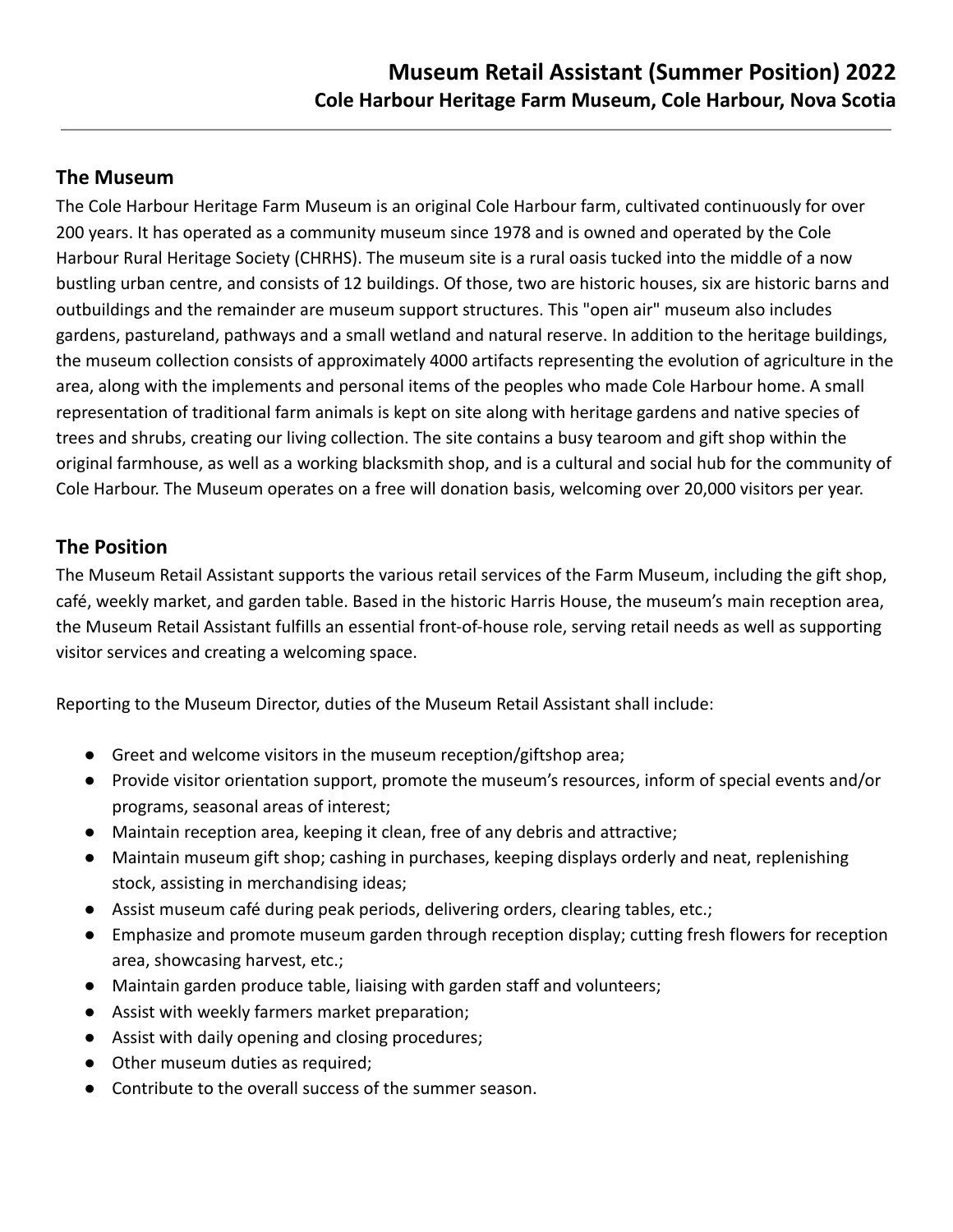# Museum Retail Assistant (Summer Position) 2022

### Cole Harbour Heritage Farm Museum, Cole Harbour, Nova Scotia

---

## The Museum

The Cole Harbour Heritage Farm Museum is an original Cole Harbour farm, cultivated continuously for over 200 years. It has operated as a community museum since 1978 and is owned and operated by the Cole Harbour Rural Heritage Society (CHRHS). The museum site is a rural oasis tucked into the middle of a now bustling urban centre, and consists of 12 buildings. Of those, two are historic houses, six are historic barns and outbuildings and the remainder are museum support structures. This "open air" museum also includes gardens, pastureland, pathways and a small wetland and natural reserve. In addition to the heritage buildings, the museum collection consists of approximately 4000 artifacts representing the evolution of agriculture in the area, along with the implements and personal items of the peoples who made Cole Harbour home. A small representation of traditional farm animals is kept on site along with heritage gardens and native species of trees and shrubs, creating our living collection. The site contains a busy tearoom and gift shop within the original farmhouse, as well as a working blacksmith shop, and is a cultural and social hub for the community of Cole Harbour. The Museum operates on a free will donation basis, welcoming over 20,000 visitors per year.

## The Position

The Museum Retail Assistant supports the various retail services of the Farm Museum, including the gift shop, café, weekly market, and garden table. Based in the historic Harris House, the museum's main reception area, the Museum Retail Assistant fulfills an essential front-of-house role, serving retail needs as well as supporting visitor services and creating a welcoming space.

Reporting to the Museum Director, duties of the Museum Retail Assistant shall include:

- Greet and welcome visitors in the museum reception/giftshop area;
- Provide visitor orientation support, promote the museum's resources, inform of special events and/or programs, seasonal areas of interest;
- Maintain reception area, keeping it clean, free of any debris and attractive;
- Maintain museum gift shop; cashing in purchases, keeping displays orderly and neat, replenishing stock, assisting in merchandising ideas;
- Assist museum café during peak periods, delivering orders, clearing tables, etc.;
- Emphasize and promote museum garden through reception display; cutting fresh flowers for reception area, showcasing harvest, etc.;
- Maintain garden produce table, liaising with garden staff and volunteers;
- Assist with weekly farmers market preparation;
- Assist with daily opening and closing procedures;
- Other museum duties as required;
- Contribute to the overall success of the summer season.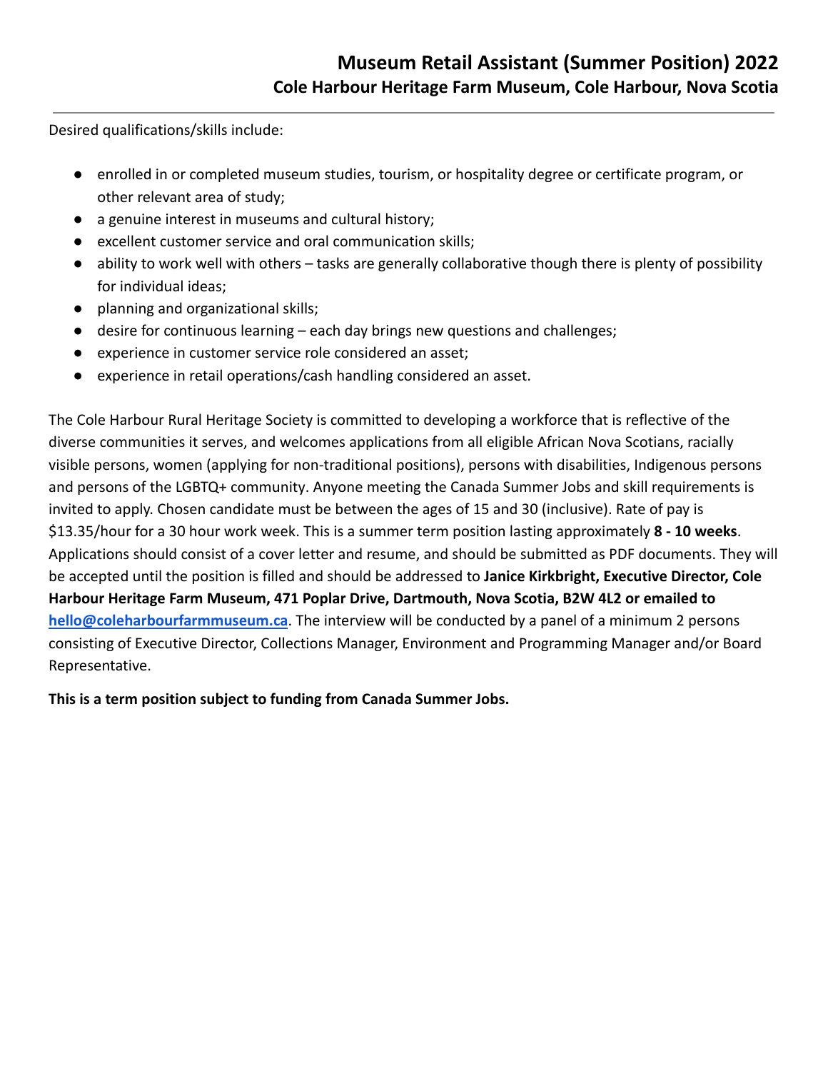# Museum Retail Assistant (Summer Position) 2022

## Cole Harbour Heritage Farm Museum, Cole Harbour, Nova Scotia

Desired qualifications/skills include:

- enrolled in or completed museum studies, tourism, or hospitality degree or certificate program, or other relevant area of study;
- a genuine interest in museums and cultural history;
- excellent customer service and oral communication skills;
- ability to work well with others – tasks are generally collaborative though there is plenty of possibility for individual ideas;
- planning and organizational skills;
- desire for continuous learning – each day brings new questions and challenges;
- experience in customer service role considered an asset;
- experience in retail operations/cash handling considered an asset.

The Cole Harbour Rural Heritage Society is committed to developing a workforce that is reflective of the diverse communities it serves, and welcomes applications from all eligible African Nova Scotians, racially visible persons, women (applying for non-traditional positions), persons with disabilities, Indigenous persons and persons of the LGBTQ+ community. Anyone meeting the Canada Summer Jobs and skill requirements is invited to apply. Chosen candidate must be between the ages of 15 and 30 (inclusive). Rate of pay is $13.35/hour for a 30 hour work week. This is a summer term position lasting approximately **8 - 10 weeks**. Applications should consist of a cover letter and resume, and should be submitted as PDF documents. They will be accepted until the position is filled and should be addressed to **Janice Kirkbright, Executive Director, Cole Harbour Heritage Farm Museum, 471 Poplar Drive, Dartmouth, Nova Scotia, B2W 4L2 or emailed to [hello@coleharbourfarmmuseum.ca](mailto:hello@coleharbourfarmmuseum.ca)**. The interview will be conducted by a panel of a minimum 2 persons consisting of Executive Director, Collections Manager, Environment and Programming Manager and/or Board Representative.

**This is a term position subject to funding from Canada Summer Jobs.**